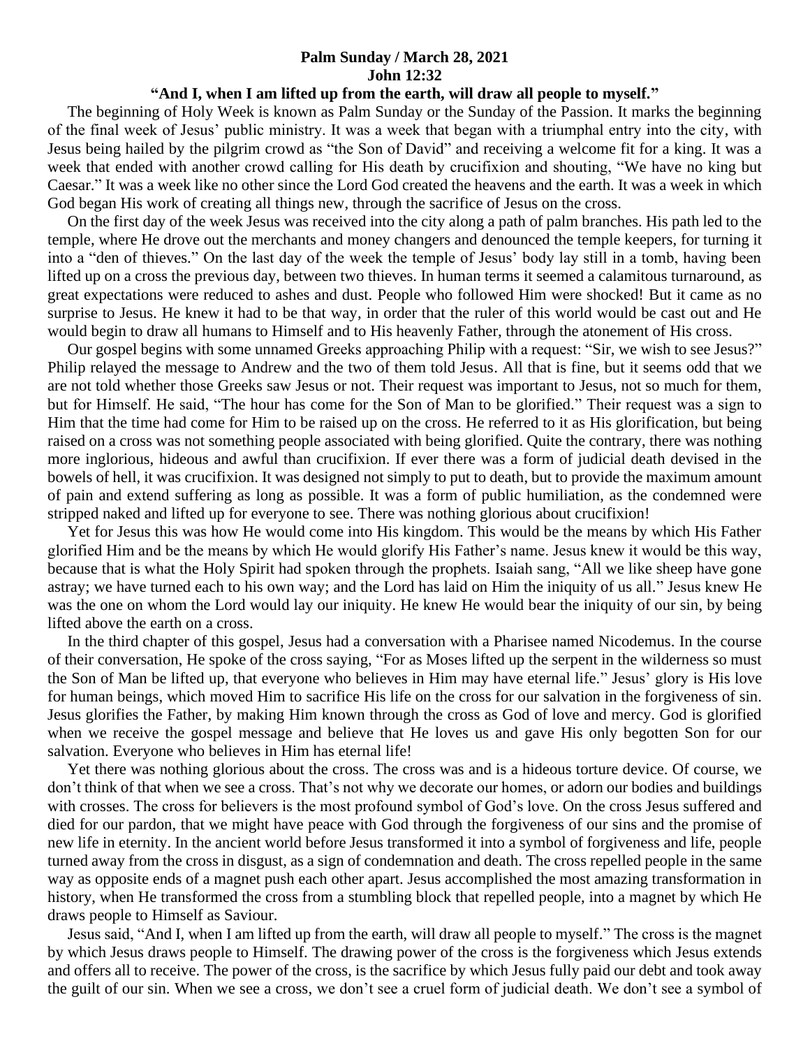**Palm Sunday / March 28, 2021**
**John 12:32**
**"And I, when I am lifted up from the earth, will draw all people to myself."**

The beginning of Holy Week is known as Palm Sunday or the Sunday of the Passion. It marks the beginning of the final week of Jesus' public ministry. It was a week that began with a triumphal entry into the city, with Jesus being hailed by the pilgrim crowd as "the Son of David" and receiving a welcome fit for a king. It was a week that ended with another crowd calling for His death by crucifixion and shouting, "We have no king but Caesar." It was a week like no other since the Lord God created the heavens and the earth. It was a week in which God began His work of creating all things new, through the sacrifice of Jesus on the cross.

On the first day of the week Jesus was received into the city along a path of palm branches. His path led to the temple, where He drove out the merchants and money changers and denounced the temple keepers, for turning it into a "den of thieves." On the last day of the week the temple of Jesus' body lay still in a tomb, having been lifted up on a cross the previous day, between two thieves. In human terms it seemed a calamitous turnaround, as great expectations were reduced to ashes and dust. People who followed Him were shocked! But it came as no surprise to Jesus. He knew it had to be that way, in order that the ruler of this world would be cast out and He would begin to draw all humans to Himself and to His heavenly Father, through the atonement of His cross.

Our gospel begins with some unnamed Greeks approaching Philip with a request: "Sir, we wish to see Jesus?" Philip relayed the message to Andrew and the two of them told Jesus. All that is fine, but it seems odd that we are not told whether those Greeks saw Jesus or not. Their request was important to Jesus, not so much for them, but for Himself. He said, "The hour has come for the Son of Man to be glorified." Their request was a sign to Him that the time had come for Him to be raised up on the cross. He referred to it as His glorification, but being raised on a cross was not something people associated with being glorified. Quite the contrary, there was nothing more inglorious, hideous and awful than crucifixion. If ever there was a form of judicial death devised in the bowels of hell, it was crucifixion. It was designed not simply to put to death, but to provide the maximum amount of pain and extend suffering as long as possible. It was a form of public humiliation, as the condemned were stripped naked and lifted up for everyone to see. There was nothing glorious about crucifixion!

Yet for Jesus this was how He would come into His kingdom. This would be the means by which His Father glorified Him and be the means by which He would glorify His Father's name. Jesus knew it would be this way, because that is what the Holy Spirit had spoken through the prophets. Isaiah sang, "All we like sheep have gone astray; we have turned each to his own way; and the Lord has laid on Him the iniquity of us all." Jesus knew He was the one on whom the Lord would lay our iniquity. He knew He would bear the iniquity of our sin, by being lifted above the earth on a cross.

In the third chapter of this gospel, Jesus had a conversation with a Pharisee named Nicodemus. In the course of their conversation, He spoke of the cross saying, "For as Moses lifted up the serpent in the wilderness so must the Son of Man be lifted up, that everyone who believes in Him may have eternal life." Jesus' glory is His love for human beings, which moved Him to sacrifice His life on the cross for our salvation in the forgiveness of sin. Jesus glorifies the Father, by making Him known through the cross as God of love and mercy. God is glorified when we receive the gospel message and believe that He loves us and gave His only begotten Son for our salvation. Everyone who believes in Him has eternal life!

Yet there was nothing glorious about the cross. The cross was and is a hideous torture device. Of course, we don't think of that when we see a cross. That's not why we decorate our homes, or adorn our bodies and buildings with crosses. The cross for believers is the most profound symbol of God's love. On the cross Jesus suffered and died for our pardon, that we might have peace with God through the forgiveness of our sins and the promise of new life in eternity. In the ancient world before Jesus transformed it into a symbol of forgiveness and life, people turned away from the cross in disgust, as a sign of condemnation and death. The cross repelled people in the same way as opposite ends of a magnet push each other apart. Jesus accomplished the most amazing transformation in history, when He transformed the cross from a stumbling block that repelled people, into a magnet by which He draws people to Himself as Saviour.

Jesus said, "And I, when I am lifted up from the earth, will draw all people to myself." The cross is the magnet by which Jesus draws people to Himself. The drawing power of the cross is the forgiveness which Jesus extends and offers all to receive. The power of the cross, is the sacrifice by which Jesus fully paid our debt and took away the guilt of our sin. When we see a cross, we don't see a cruel form of judicial death. We don't see a symbol of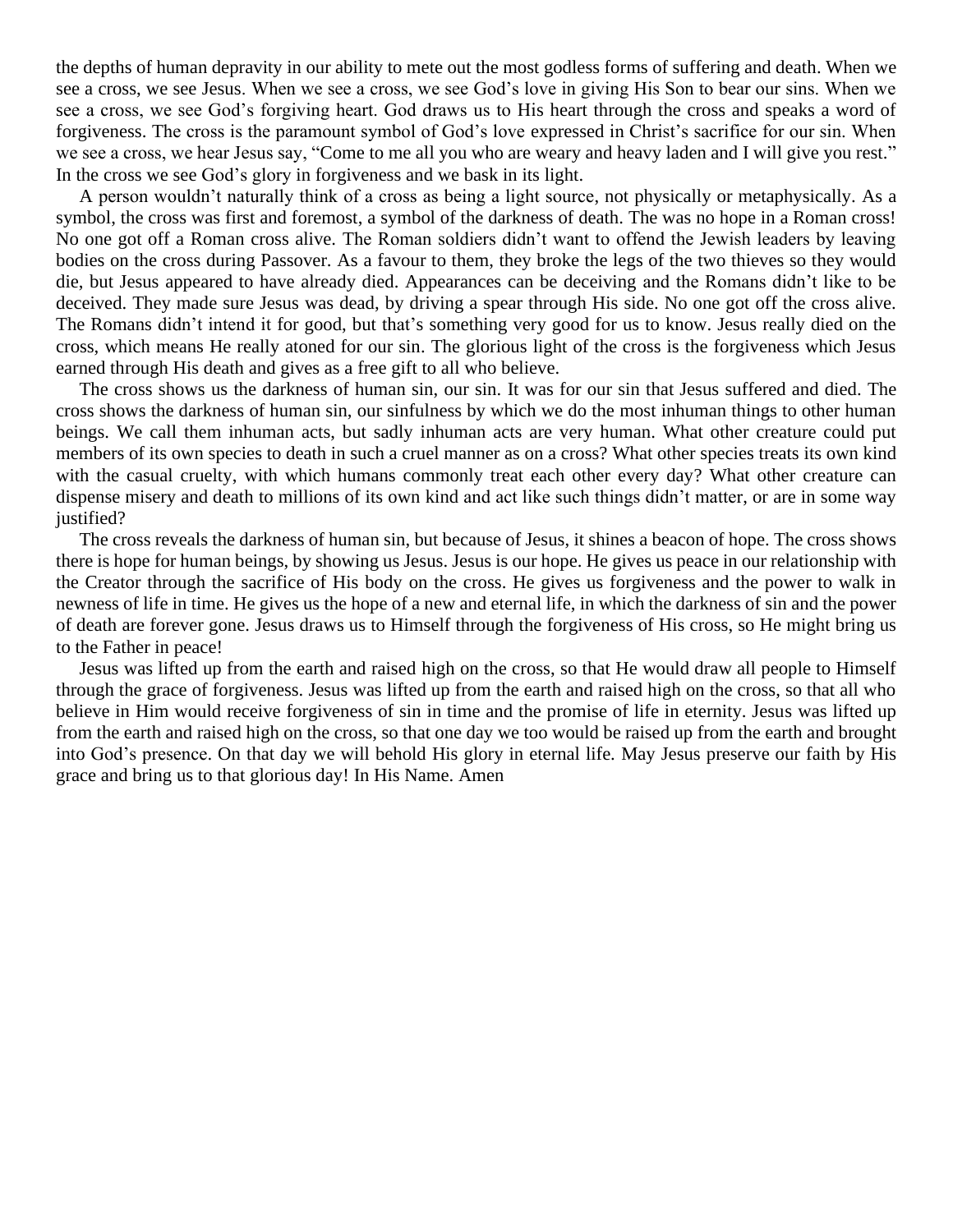the depths of human depravity in our ability to mete out the most godless forms of suffering and death. When we see a cross, we see Jesus. When we see a cross, we see God's love in giving His Son to bear our sins. When we see a cross, we see God's forgiving heart. God draws us to His heart through the cross and speaks a word of forgiveness. The cross is the paramount symbol of God's love expressed in Christ's sacrifice for our sin. When we see a cross, we hear Jesus say, "Come to me all you who are weary and heavy laden and I will give you rest." In the cross we see God's glory in forgiveness and we bask in its light.

A person wouldn't naturally think of a cross as being a light source, not physically or metaphysically. As a symbol, the cross was first and foremost, a symbol of the darkness of death. The was no hope in a Roman cross! No one got off a Roman cross alive. The Roman soldiers didn't want to offend the Jewish leaders by leaving bodies on the cross during Passover. As a favour to them, they broke the legs of the two thieves so they would die, but Jesus appeared to have already died. Appearances can be deceiving and the Romans didn't like to be deceived. They made sure Jesus was dead, by driving a spear through His side. No one got off the cross alive. The Romans didn't intend it for good, but that's something very good for us to know. Jesus really died on the cross, which means He really atoned for our sin. The glorious light of the cross is the forgiveness which Jesus earned through His death and gives as a free gift to all who believe.

The cross shows us the darkness of human sin, our sin. It was for our sin that Jesus suffered and died. The cross shows the darkness of human sin, our sinfulness by which we do the most inhuman things to other human beings. We call them inhuman acts, but sadly inhuman acts are very human. What other creature could put members of its own species to death in such a cruel manner as on a cross? What other species treats its own kind with the casual cruelty, with which humans commonly treat each other every day? What other creature can dispense misery and death to millions of its own kind and act like such things didn't matter, or are in some way justified?

The cross reveals the darkness of human sin, but because of Jesus, it shines a beacon of hope. The cross shows there is hope for human beings, by showing us Jesus. Jesus is our hope. He gives us peace in our relationship with the Creator through the sacrifice of His body on the cross. He gives us forgiveness and the power to walk in newness of life in time. He gives us the hope of a new and eternal life, in which the darkness of sin and the power of death are forever gone. Jesus draws us to Himself through the forgiveness of His cross, so He might bring us to the Father in peace!

Jesus was lifted up from the earth and raised high on the cross, so that He would draw all people to Himself through the grace of forgiveness. Jesus was lifted up from the earth and raised high on the cross, so that all who believe in Him would receive forgiveness of sin in time and the promise of life in eternity. Jesus was lifted up from the earth and raised high on the cross, so that one day we too would be raised up from the earth and brought into God's presence. On that day we will behold His glory in eternal life. May Jesus preserve our faith by His grace and bring us to that glorious day! In His Name. Amen